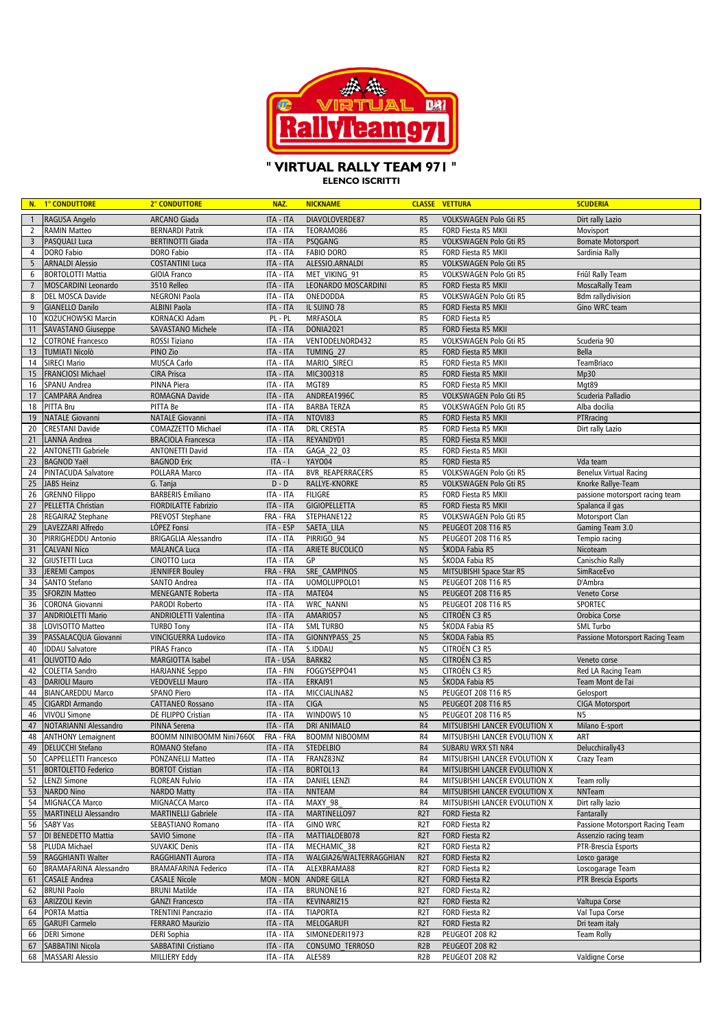# " VIRTUAL RALLY TEAM 971 "

## ELENCO ISCRITTI

| N. | 1° CONDUTTORE | 2° CONDUTTORE | NAZ. | NICKNAME | CLASSE | VETTURA | SCUDERIA |
|---|---|---|---|---|---|---|---|
| 1 | RAGUSA Angelo | ARCANO Giada | ITA - ITA | DIAVOLOVERDE87 | R5 | VOLKSWAGEN Polo Gti R5 | Dirt rally Lazio |
| 2 | RAMIN Matteo | BERNARDI Patrik | ITA - ITA | TEORAMO86 | R5 | FORD Fiesta R5 MKII | Movisport |
| 3 | PASQUALI Luca | BERTINOTTI Giada | ITA - ITA | PSQGANG | R5 | VOLKSWAGEN Polo Gti R5 | Bornate Motorsport |
| 4 | DORO Fabio | DORO Fabio | ITA - ITA | FABIO DORO | R5 | FORD Fiesta R5 MKII | Sardinia Rally |
| 5 | ARNALDI Alessio | COSTANTINI Luca | ITA - ITA | ALESSIO.ARNALDI | R5 | VOLKSWAGEN Polo Gti R5 | |
| 6 | BORTOLOTTI Mattia | GIOIA Franco | ITA - ITA | MET_VIKING_91 | R5 | VOLKSWAGEN Polo Gti R5 | Friûl Rally Team |
| 7 | MOSCARDINI Leonardo | 3510 Relleo | ITA - ITA | LEONARDO MOSCARDINI | R5 | FORD Fiesta R5 MKII | MoscaRally Team |
| 8 | DEL MOSCA Davide | NEGRONI Paola | ITA - ITA | ONEDODDA | R5 | VOLKSWAGEN Polo Gti R5 | Bdm rallydivision |
| 9 | GIANELLO Danilo | ALBINI Paola | ITA - ITA | IL SUINO 78 | R5 | FORD Fiesta R5 MKII | Gino WRC team |
| 10 | KOŻUCHOWSKI Marcin | KORNACKI Adam | PL - PL | MRFASOLA | R5 | FORD Fiesta R5 | |
| 11 | SAVASTANO Giuseppe | SAVASTANO Michele | ITA - ITA | DONIA2021 | R5 | FORD Fiesta R5 MKII | |
| 12 | COTRONE Francesco | ROSSI Tiziano | ITA - ITA | VENTODELNORD432 | R5 | VOLKSWAGEN Polo Gti R5 | Scuderia 90 |
| 13 | TUMIATI Nicolò | PINO Zio | ITA - ITA | TUMING_27 | R5 | FORD Fiesta R5 MKII | Bella |
| 14 | SIRECI Mario | MUSCA Carlo | ITA - ITA | MARIO_SIRECI | R5 | FORD Fiesta R5 MKII | TeamBriaco |
| 15 | FRANCIOSI Michael | CIRA Prisca | ITA - ITA | MIC300318 | R5 | FORD Fiesta R5 MKII | Mp30 |
| 16 | SPANU Andrea | PINNA Piera | ITA - ITA | MGT89 | R5 | FORD Fiesta R5 MKII | Mgt89 |
| 17 | CAMPARA Andrea | ROMAGNA Davide | ITA - ITA | ANDREA1996C | R5 | VOLKSWAGEN Polo Gti R5 | Scuderia Palladio |
| 18 | PITTA Bru | PITTA Be | ITA - ITA | BARBA TERZA | R5 | VOLKSWAGEN Polo Gti R5 | Alba docilia |
| 19 | NATALE Giovanni | NATALE Giovanni | ITA - ITA | NTOVI83 | R5 | FORD Fiesta R5 MKII | PTRracing |
| 20 | CRESTANI Davide | COMAZZETTO Michael | ITA - ITA | DRL CRESTA | R5 | FORD Fiesta R5 MKII | Dirt rally Lazio |
| 21 | LANNA Andrea | BRACIOLA Francesca | ITA - ITA | REYANDY01 | R5 | FORD Fiesta R5 MKII | |
| 22 | ANTONETTI Gabriele | ANTONETTI David | ITA - ITA | GAGA_22_03 | R5 | FORD Fiesta R5 MKII | |
| 23 | BAGNOD Yaël | BAGNOD Eric | ITA - I | YAYO04 | R5 | FORD Fiesta R5 | Vda team |
| 24 | PINTACUDA Salvatore | POLLARA Marco | ITA - ITA | BVR_REAPERRACERS | R5 | VOLKSWAGEN Polo Gti R5 | Benelux Virtual Racing |
| 25 | JABS Heinz | G. Tanja | D - D | RALLYE-KNORKE | R5 | VOLKSWAGEN Polo Gti R5 | Knorke Rallye-Team |
| 26 | GRENNO Filippo | BARBERIS Emiliano | ITA - ITA | FILIGRE | R5 | FORD Fiesta R5 MKII | passione motorsport racing team |
| 27 | PELLETTA Christian | FIORDILATTE Fabrizio | ITA - ITA | GIGIOPELLETTA | R5 | FORD Fiesta R5 MKII | Spalanca il gas |
| 28 | REGAIRAZ Stephane | PREVOST Stephane | FRA - FRA | STEPHANE122 | R5 | VOLKSWAGEN Polo Gti R5 | Motorsport Clan |
| 29 | LAVEZZARI Alfredo | LÓPEZ Fonsi | ITA - ESP | SAETA_LILA | N5 | PEUGEOT 208 T16 R5 | Gaming Team 3.0 |
| 30 | PIRRIGHEDDU Antonio | BRIGAGLIA Alessandro | ITA - ITA | PIRRIGO_94 | N5 | PEUGEOT 208 T16 R5 | Tempio racing |
| 31 | CALVANI Nico | MALANCA Luca | ITA - ITA | ARIETE BUCOLICO | N5 | ŠKODA Fabia R5 | Nicoteam |
| 32 | GIUSTETTI Luca | CINOTTO Luca | ITA - ITA | GP | N5 | ŠKODA Fabia R5 | Canischio Rally |
| 33 | JEREMI Campos | JENNIFER Bouley | FRA - FRA | SRE_CAMPINOS | N5 | MITSUBISHI Space Star R5 | SimRaceEvo |
| 34 | SANTO Stefano | SANTO Andrea | ITA - ITA | UOMOLUPPOLO1 | N5 | PEUGEOT 208 T16 R5 | D'Ambra |
| 35 | SFORZIN Matteo | MENEGANTE Roberta | ITA - ITA | MATE04 | N5 | PEUGEOT 208 T16 R5 | Veneto Corse |
| 36 | CORONA Giovanni | PARODI Roberto | ITA - ITA | WRC_NANNI | N5 | PEUGEOT 208 T16 R5 | SPORTEC |
| 37 | ANDRIOLETTI Mario | ANDRIOLETTI Valentina | ITA - ITA | AMARIO57 | N5 | CITROËN C3 R5 | Orobica Corse |
| 38 | LOVISOTTO Matteo | TURBO Tony | ITA - ITA | SML TURBO | N5 | ŠKODA Fabia R5 | SML Turbo |
| 39 | PASSALACQUA Giovanni | VINCIGUERRA Ludovico | ITA - ITA | GIONNYPASS_25 | N5 | ŠKODA Fabia R5 | Passione Motorsport Racing Team |
| 40 | IDDAU Salvatore | PIRAS Franco | ITA - ITA | S.IDDAU | N5 | CITROËN C3 R5 | |
| 41 | OLIVOTTO Ado | MARGIOTTA Isabel | ITA - USA | BARK82 | N5 | CITROËN C3 R5 | Veneto corse |
| 42 | COLETTA Sandro | HARJANNE Seppo | ITA - FIN | FOGGYSEPPO41 | N5 | CITROËN C3 R5 | Red LA Racing Team |
| 43 | DARIOLI Mauro | VEDOVELLI Mauro | ITA - ITA | ERKAI91 | N5 | ŠKODA Fabia R5 | Team Mont de l'ai |
| 44 | BIANCAREDDU Marco | SPANO Piero | ITA - ITA | MICCIALINA82 | N5 | PEUGEOT 208 T16 R5 | Gelosport |
| 45 | CIGARDI Armando | CATTANEO Rossano | ITA - ITA | CIGA | N5 | PEUGEOT 208 T16 R5 | CIGA Motorsport |
| 46 | VIVOLI Simone | DE FILIPPO Cristian | ITA - ITA | WINDOWS 10 | N5 | PEUGEOT 208 T16 R5 | N5 |
| 47 | NOTARIANNI Alessandro | PINNA Serena | ITA - ITA | DRI ANIMALO | R4 | MITSUBISHI LANCER EVOLUTION X | Milano E-sport |
| 48 | ANTHONY Lemaignent | BOOMM NINIBOOMM Nini7660( | FRA - FRA | BOOMM NIBOOMM | R4 | MITSUBISHI LANCER EVOLUTION X | ART |
| 49 | DELUCCHI Stefano | ROMANO Stefano | ITA - ITA | STEDELBIO | R4 | SUBARU WRX STI NR4 | Delucchirally43 |
| 50 | CAPPELLETTI Francesco | PONZANELLI Matteo | ITA - ITA | FRANZ83NZ | R4 | MITSUBISHI LANCER EVOLUTION X | Crazy Team |
| 51 | BORTOLETTO Federico | BORTOT Cristian | ITA - ITA | BORTOL13 | R4 | MITSUBISHI LANCER EVOLUTION X | |
| 52 | LENZI Simone | FLOREAN Fulvio | ITA - ITA | DANIEL LENZI | R4 | MITSUBISHI LANCER EVOLUTION X | Team rolly |
| 53 | NARDO Nino | NARDO Matty | ITA - ITA | NNTEAM | R4 | MITSUBISHI LANCER EVOLUTION X | NNTeam |
| 54 | MIGNACCA Marco | MIGNACCA Marco | ITA - ITA | MAXY_98 | R4 | MITSUBISHI LANCER EVOLUTION X | Dirt rally lazio |
| 55 | MARTINELLI Alessandro | MARTINELLI Gabriele | ITA - ITA | MARTINELLO97 | R2T | FORD Fiesta R2 | Fantarally |
| 56 | SABY Vas | SEBASTIANO Romano | ITA - ITA | GINO WRC | R2T | FORD Fiesta R2 | Passione Motorsport Racing Team |
| 57 | DI BENEDETTO Mattia | SAVIO Simone | ITA - ITA | MATTIALOEB078 | R2T | FORD Fiesta R2 | Assenzio racing team |
| 58 | PLUDA Michael | SUVAKIC Denis | ITA - ITA | MECHAMIC_38 | R2T | FORD Fiesta R2 | PTR-Brescia Esports |
| 59 | RAGGHIANTI Walter | RAGGHIANTI Aurora | ITA - ITA | WALGIA26/WALTERRAGGHIAN | R2T | FORD Fiesta R2 | Losco garage |
| 60 | BRAMAFARINA Alessandro | BRAMAFARINA Federico | ITA - ITA | ALEXBRAMA88 | R2T | FORD Fiesta R2 | Loscogarage Team |
| 61 | CASALE Andrea | CASALE Nicole | MON - MON | ANDRE GILLA | R2T | FORD Fiesta R2 | PTR Brescia Esports |
| 62 | BRUNI Paolo | BRUNI Matilde | ITA - ITA | BRUNONE16 | R2T | FORD Fiesta R2 | |
| 63 | ARIZZOLI Kevin | GANZI Francesco | ITA - ITA | KEVINARIZ15 | R2T | FORD Fiesta R2 | Valtupa Corse |
| 64 | PORTA Mattia | TRENTINI Pancrazio | ITA - ITA | TIAPORTA | R2T | FORD Fiesta R2 | Val Tupa Corse |
| 65 | GARUFI Carmelo | FERRARO Maurizio | ITA - ITA | MELOGARUFI | R2T | FORD Fiesta R2 | Dri team italy |
| 66 | DERI Simone | DERI Sophia | ITA - ITA | SIMONEDERI1973 | R2B | PEUGEOT 208 R2 | Team Rolly |
| 67 | SABBATINI Nicola | SABBATINI Cristiano | ITA - ITA | CONSUMO_TERROSO | R2B | PEUGEOT 208 R2 | |
| 68 | MASSARI Alessio | MILLIERY Eddy | ITA - ITA | ALE589 | R2B | PEUGEOT 208 R2 | Valdigne Corse |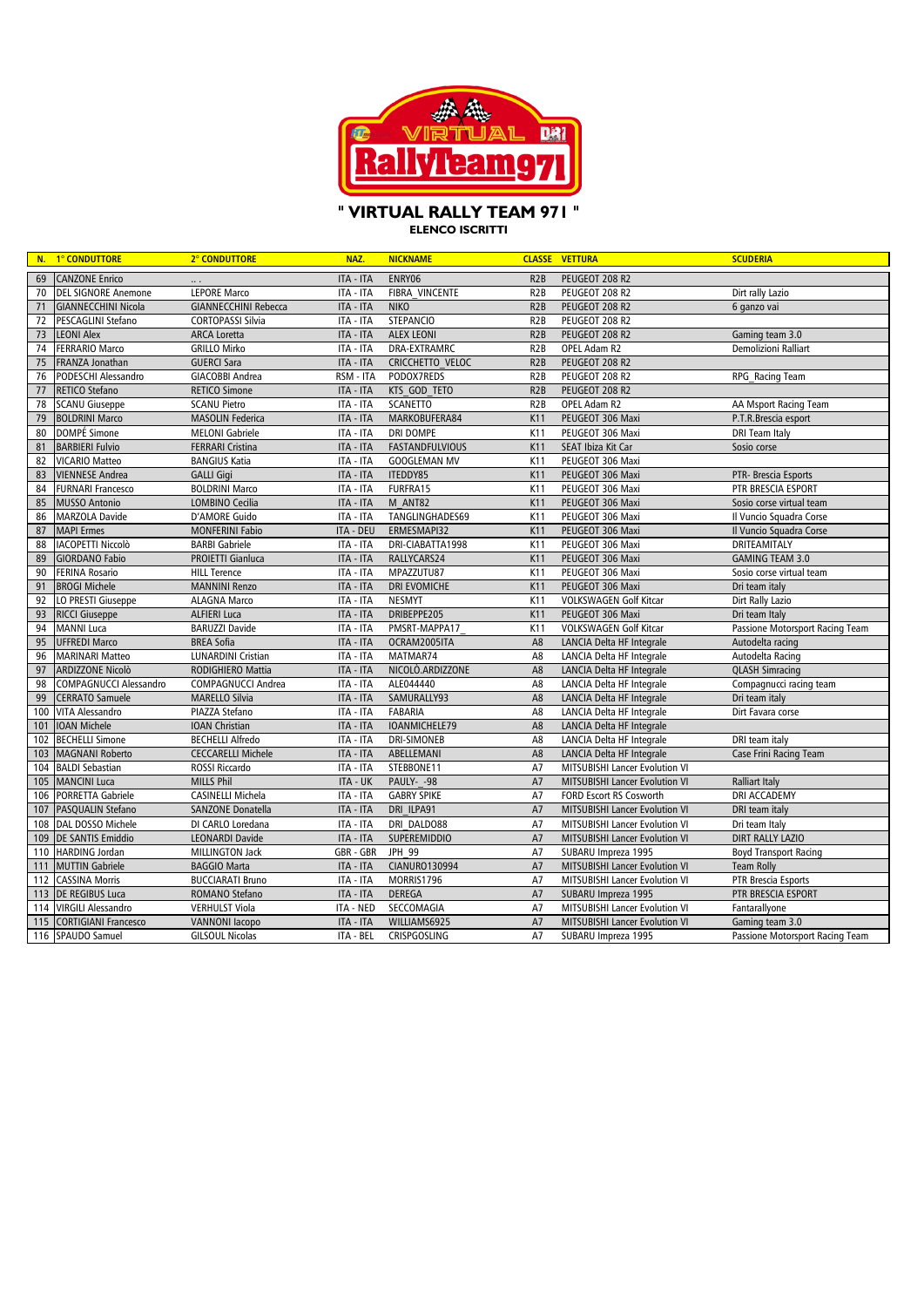# " VIRTUAL RALLY TEAM 971 "

## ELENCO ISCRITTI

| N. | 1° CONDUTTORE | 2° CONDUTTORE | NAZ. | NICKNAME | CLASSE | VETTURA | SCUDERIA |
|---|---|---|---|---|---|---|---|
| 69 | CANZONE Enrico | .. . | ITA - ITA | ENRY06 | R2B | PEUGEOT 208 R2 | |
| 70 | DEL SIGNORE Anemone | LEPORE Marco | ITA - ITA | FIBRA_VINCENTE | R2B | PEUGEOT 208 R2 | Dirt rally Lazio |
| 71 | GIANNECCHINI Nicola | GIANNECCHINI Rebecca | ITA - ITA | NIKO | R2B | PEUGEOT 208 R2 | 6 ganzo vai |
| 72 | PESCAGLINI Stefano | CORTOPASSI Silvia | ITA - ITA | STEPANCIO | R2B | PEUGEOT 208 R2 | |
| 73 | LEONI Alex | ARCA Loretta | ITA - ITA | ALEX LEONI | R2B | PEUGEOT 208 R2 | Gaming team 3.0 |
| 74 | FERRARIO Marco | GRILLO Mirko | ITA - ITA | DRA-EXTRAMRC | R2B | OPEL Adam R2 | Demolizioni Ralliart |
| 75 | FRANZA Jonathan | GUERCI Sara | ITA - ITA | CRICCHETTO_VELOC | R2B | PEUGEOT 208 R2 | |
| 76 | PODESCHI Alessandro | GIACOBBI Andrea | RSM - ITA | PODOX7REDS | R2B | PEUGEOT 208 R2 | RPG_Racing Team |
| 77 | RETICO Stefano | RETICO Simone | ITA - ITA | KTS_GOD_TETO | R2B | PEUGEOT 208 R2 | |
| 78 | SCANU Giuseppe | SCANU Pietro | ITA - ITA | SCANETTO | R2B | OPEL Adam R2 | AA Msport Racing Team |
| 79 | BOLDRINI Marco | MASOLIN Federica | ITA - ITA | MARKOBUFERA84 | K11 | PEUGEOT 306 Maxi | P.T.R.Brescia esport |
| 80 | DOMPÉ Simone | MELONI Gabriele | ITA - ITA | DRI DOMPE | K11 | PEUGEOT 306 Maxi | DRI Team Italy |
| 81 | BARBIERI Fulvio | FERRARI Cristina | ITA - ITA | FASTANDFULVIOUS | K11 | SEAT Ibiza Kit Car | Sosio corse |
| 82 | VICARIO Matteo | BANGIUS Katia | ITA - ITA | GOOGLEMAN MV | K11 | PEUGEOT 306 Maxi | |
| 83 | VIENNESE Andrea | GALLI Gigi | ITA - ITA | ITEDDY85 | K11 | PEUGEOT 306 Maxi | PTR- Brescia Esports |
| 84 | FURNARI Francesco | BOLDRINI Marco | ITA - ITA | FURFRA15 | K11 | PEUGEOT 306 Maxi | PTR BRESCIA ESPORT |
| 85 | MUSSO Antonio | LOMBINO Cecilia | ITA - ITA | M_ANT82 | K11 | PEUGEOT 306 Maxi | Sosio corse virtual team |
| 86 | MARZOLA Davide | D'AMORE Guido | ITA - ITA | TANGLINGHADES69 | K11 | PEUGEOT 306 Maxi | Il Vuncio Squadra Corse |
| 87 | MAPI Ermes | MONFERINI Fabio | ITA - DEU | ERMESMAPI32 | K11 | PEUGEOT 306 Maxi | Il Vuncio Squadra Corse |
| 88 | IACOPETTI Niccolò | BARBI Gabriele | ITA - ITA | DRI-CIABATTA1998 | K11 | PEUGEOT 306 Maxi | DRITEAMITALY |
| 89 | GIORDANO Fabio | PROIETTI Gianluca | ITA - ITA | RALLYCARS24 | K11 | PEUGEOT 306 Maxi | GAMING TEAM 3.0 |
| 90 | FERINA Rosario | HILL Terence | ITA - ITA | MPAZZUTU87 | K11 | PEUGEOT 306 Maxi | Sosio corse virtual team |
| 91 | BROGI Michele | MANNINI Renzo | ITA - ITA | DRI EVOMICHE | K11 | PEUGEOT 306 Maxi | Dri team italy |
| 92 | LO PRESTI Giuseppe | ALAGNA Marco | ITA - ITA | NESMYT | K11 | VOLKSWAGEN Golf Kitcar | Dirt Rally Lazio |
| 93 | RICCI Giuseppe | ALFIERI Luca | ITA - ITA | DRIBEPPE205 | K11 | PEUGEOT 306 Maxi | Dri team Italy |
| 94 | MANNI Luca | BARUZZI Davide | ITA - ITA | PMSRT-MAPPA17_ | K11 | VOLKSWAGEN Golf Kitcar | Passione Motorsport Racing Team |
| 95 | UFFREDI Marco | BREA Sofia | ITA - ITA | OCRAM2005ITA | A8 | LANCIA Delta HF Integrale | Autodelta racing |
| 96 | MARINARI Matteo | LUNARDINI Cristian | ITA - ITA | MATMAR74 | A8 | LANCIA Delta HF Integrale | Autodelta Racing |
| 97 | ARDIZZONE Nicolò | RODIGHIERO Mattia | ITA - ITA | NICOLÒ.ARDIZZONE | A8 | LANCIA Delta HF Integrale | QLASH Simracing |
| 98 | COMPAGNUCCI Alessandro | COMPAGNUCCI Andrea | ITA - ITA | ALE044440 | A8 | LANCIA Delta HF Integrale | Compagnucci racing team |
| 99 | CERRATO Samuele | MARELLO Silvia | ITA - ITA | SAMURALLY93 | A8 | LANCIA Delta HF Integrale | Dri team italy |
| 100 | VITA Alessandro | PIAZZA Stefano | ITA - ITA | FABARIA | A8 | LANCIA Delta HF Integrale | Dirt Favara corse |
| 101 | IOAN Michele | IOAN Christian | ITA - ITA | IOANMICHELE79 | A8 | LANCIA Delta HF Integrale | |
| 102 | BECHELLI Simone | BECHELLI Alfredo | ITA - ITA | DRI-SIMONEB | A8 | LANCIA Delta HF Integrale | DRI team italy |
| 103 | MAGNANI Roberto | CECCARELLI Michele | ITA - ITA | ABELLEMANI | A8 | LANCIA Delta HF Integrale | Case Frini Racing Team |
| 104 | BALDI Sebastian | ROSSI Riccardo | ITA - ITA | STEBBONE11 | A7 | MITSUBISHI Lancer Evolution VI | |
| 105 | MANCINI Luca | MILLS Phil | ITA - UK | PAULY-_-98 | A7 | MITSUBISHI Lancer Evolution VI | Ralliart Italy |
| 106 | PORRETTA Gabriele | CASINELLI Michela | ITA - ITA | GABRY SPIKE | A7 | FORD Escort RS Cosworth | DRI ACCADEMY |
| 107 | PASQUALIN Stefano | SANZONE Donatella | ITA - ITA | DRI_ILPA91 | A7 | MITSUBISHI Lancer Evolution VI | DRI team italy |
| 108 | DAL DOSSO Michele | DI CARLO Loredana | ITA - ITA | DRI_DALDO88 | A7 | MITSUBISHI Lancer Evolution VI | Dri team Italy |
| 109 | DE SANTIS Emiddio | LEONARDI Davide | ITA - ITA | SUPEREMIDDIO | A7 | MITSUBISHI Lancer Evolution VI | DIRT RALLY LAZIO |
| 110 | HARDING Jordan | MILLINGTON Jack | GBR - GBR | JPH_99 | A7 | SUBARU Impreza 1995 | Boyd Transport Racing |
| 111 | MUTTIN Gabriele | BAGGIO Marta | ITA - ITA | CIANURO130994 | A7 | MITSUBISHI Lancer Evolution VI | Team Rolly |
| 112 | CASSINA Morris | BUCCIARATI Bruno | ITA - ITA | MORRIS1796 | A7 | MITSUBISHI Lancer Evolution VI | PTR Brescia Esports |
| 113 | DE REGIBUS Luca | ROMANO Stefano | ITA - ITA | DEREGA | A7 | SUBARU Impreza 1995 | PTR BRESCIA ESPORT |
| 114 | VIRGILI Alessandro | VERHULST Viola | ITA - NED | SECCOMAGIA | A7 | MITSUBISHI Lancer Evolution VI | Fantarallyone |
| 115 | CORTIGIANI Francesco | VANNONI Iacopo | ITA - ITA | WILLIAMS6925 | A7 | MITSUBISHI Lancer Evolution VI | Gaming team 3.0 |
| 116 | SPAUDO Samuel | GILSOUL Nicolas | ITA - BEL | CRISPGOSLING | A7 | SUBARU Impreza 1995 | Passione Motorsport Racing Team |